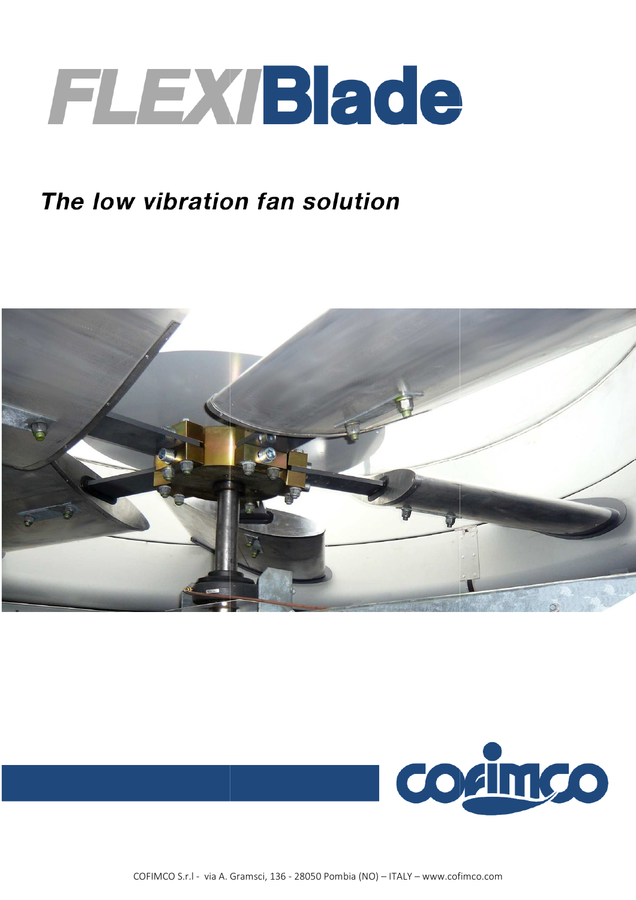# FLEXIBlade

*The low vibration fan solution*

COFIMCO S.r.l - via A. Gramsci, 136 - 28050 Pombia (NO) – ITALY – www.cofimco.com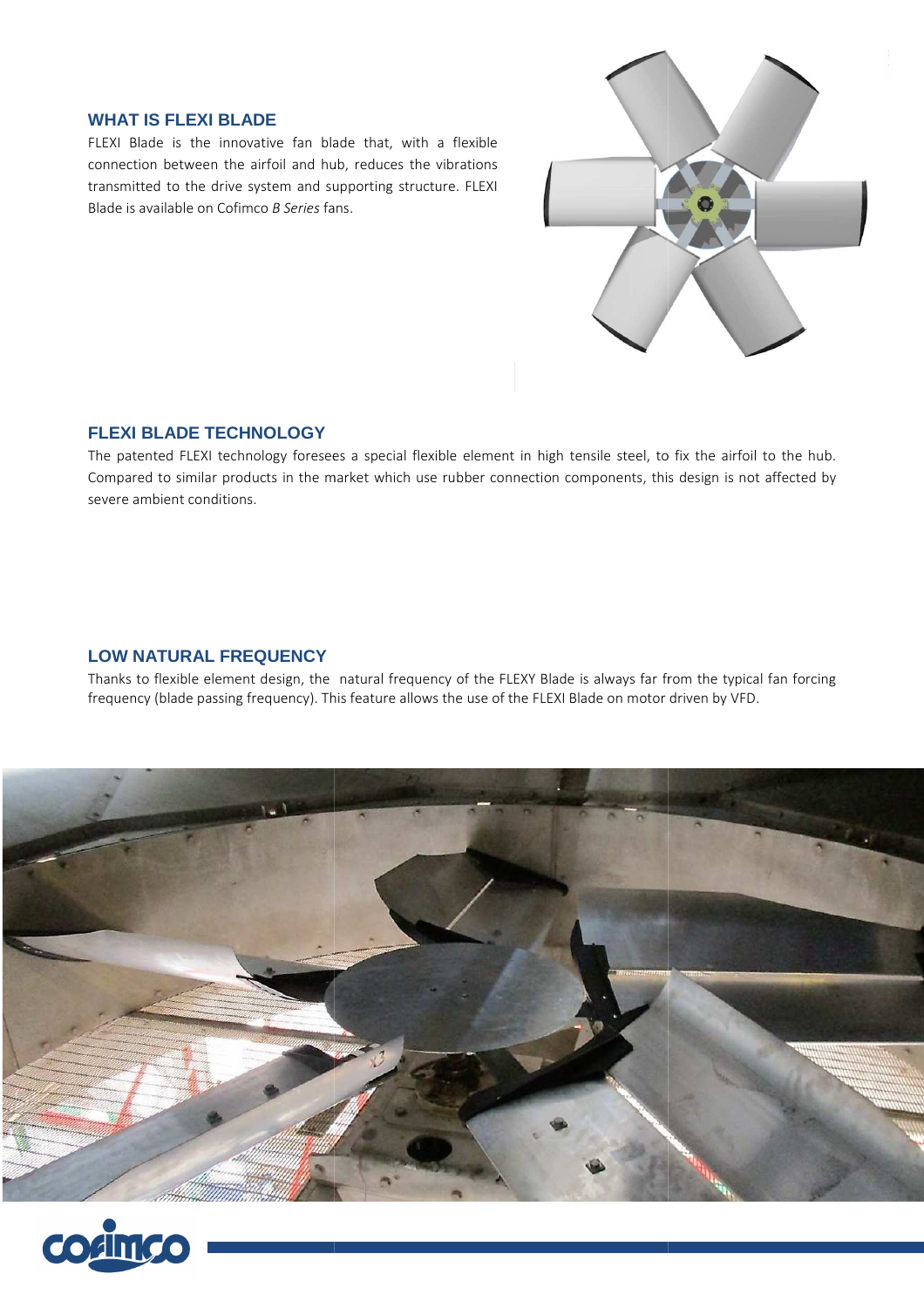## WHAT IS FLEXI BLADE

FLEXI Blade is the innovative fan blade that, with a flexible connection between the airfoil and hub, reduces the vibrations transmitted to the drive system and supporting structure. FLEXI Blade is available on Cofimco *B Series* fans.

## FLEXI BLADE TECHNOLOGY

The patented FLEXI technology foresees a special flexible element in high tensile steel, to fix the airfoil to the hub. Compared to similar products in the market which use rubber connection components, this design is not affected by severe ambient conditions.

## LOW NATURAL FREQUENCY

Thanks to flexible element design, the natural frequency of the FLEXY Blade is always far from the typical fan forcing frequency (blade passing frequency). This feature allows the use of the FLEXI Blade on motor driven by VFD.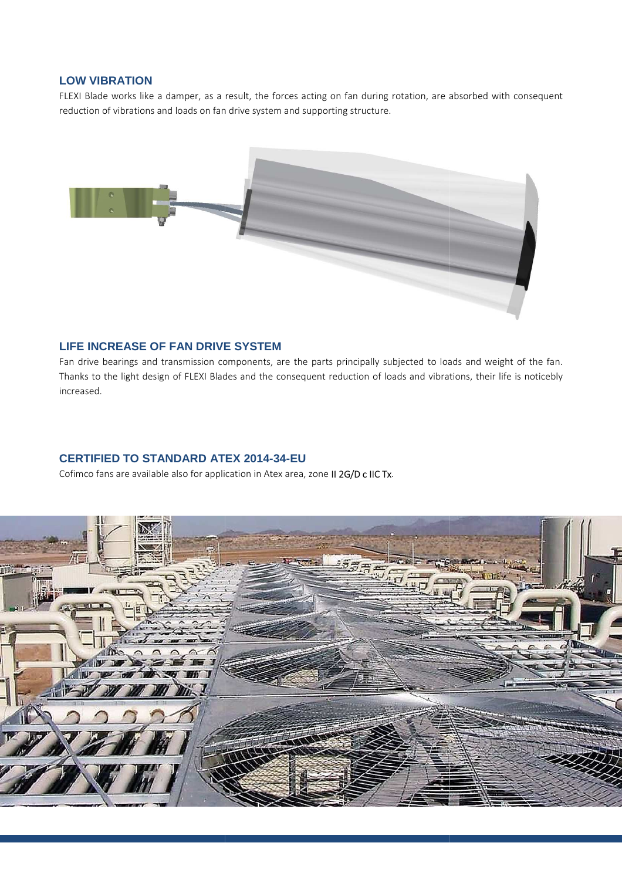## LOW VIBRATION

FLEXI Blade works like a damper, as a result, the forces acting on fan during rotation, are absorbed with consequent reduction of vibrations and loads on fan drive system and supporting structure.

## LIFE INCREASE OF FAN DRIVE SYSTEM

Fan drive bearings and transmission components, are the parts principally subjected to loads and weight of the fan. Thanks to the light design of FLEXI Blades and the consequent reduction of loads and vibrations, their life is noticebly increased.

## CERTIFIED TO STANDARD ATEX 2014-34-EU

Cofimco fans are available also for application in Atex area, zone II 2G/D c IIC Tx.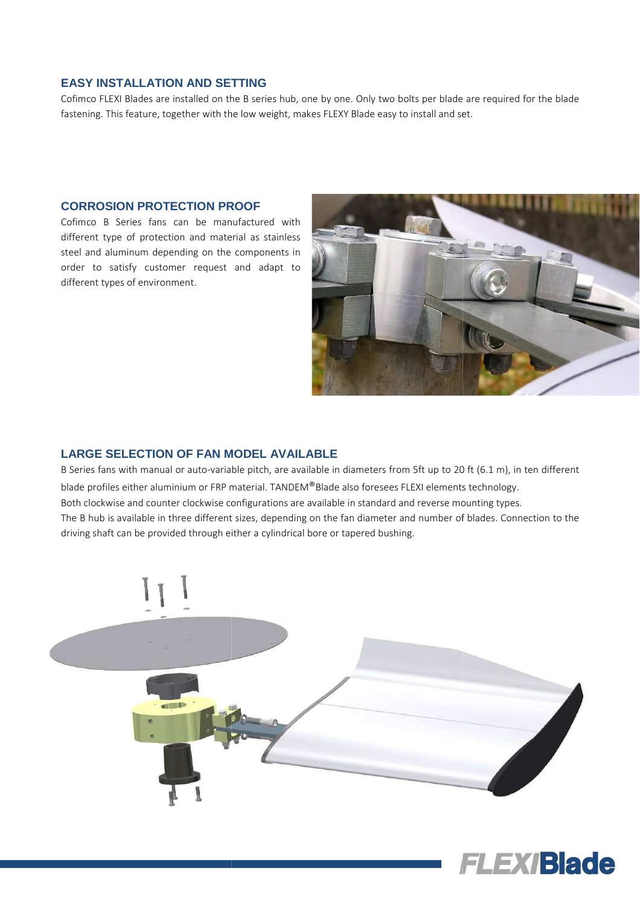## EASY INSTALLATION AND SETTING

Cofimco FLEXI Blades are installed on the B series hub, one by one. Only two bolts per blade are required for the blade fastening. This feature, together with the low weight, makes FLEXY Blade easy to install and set.

## CORROSION PROTECTION PROOF

Cofimco B Series fans can be manufactured with different type of protection and material as stainless steel and aluminum depending on the components in order to satisfy customer request and adapt to different types of environment.

## LARGE SELECTION OF FAN MODEL AVAILABLE

B Series fans with manual or auto-variable pitch, are available in diameters from 5ft up to 20 ft (6.1 m), in ten different blade profiles either aluminium or FRP material. TANDEM®Blade also foresees FLEXI elements technology.

Both clockwise and counter clockwise configurations are available in standard and reverse mounting types.

The B hub is available in three different sizes, depending on the fan diameter and number of blades. Connection to the driving shaft can be provided through either a cylindrical bore or tapered bushing.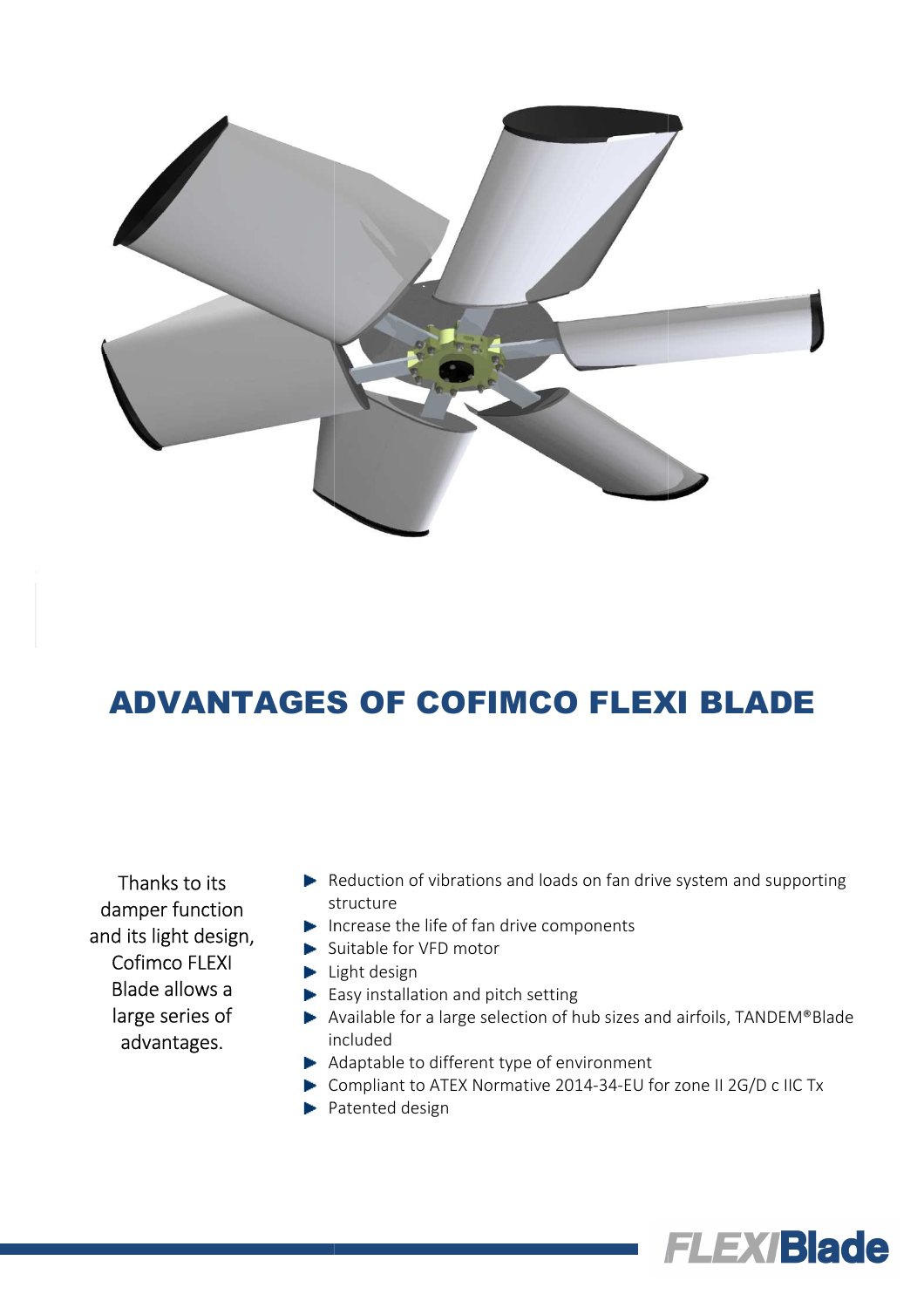# ADVANTAGES OF COFIMCO FLEXI BLADE

Thanks to its damper function and its light design, Cofimco FLEXI Blade allows a large series of advantages.

- Reduction of vibrations and loads on fan drive system and supporting structure
- Increase the life of fan drive components
- Suitable for VFD motor
- Light design
- Easy installation and pitch setting
- Available for a large selection of hub sizes and airfoils, TANDEM®Blade included
- Adaptable to different type of environment
- Compliant to ATEX Normative 2014-34-EU for zone II 2G/D c IIC Tx
- Patented design

FLEXIBlade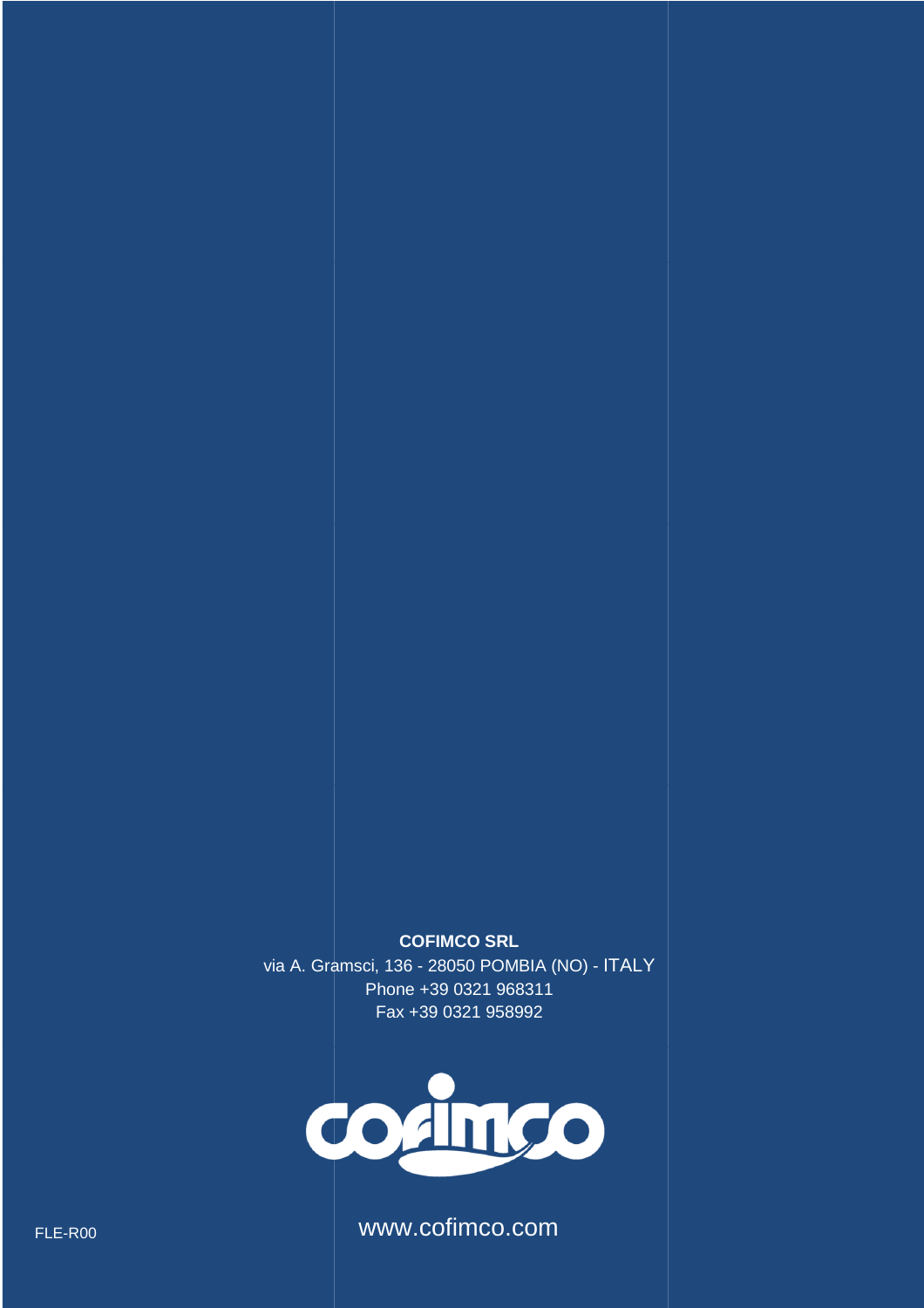**COFIMCO SRL**

via A. Gramsci, 136 - 28050 POMBIA (NO) - ITALY

Phone +39 0321 968311

Fax +39 0321 958992

cofimco

FLE-R00

www.cofimco.com